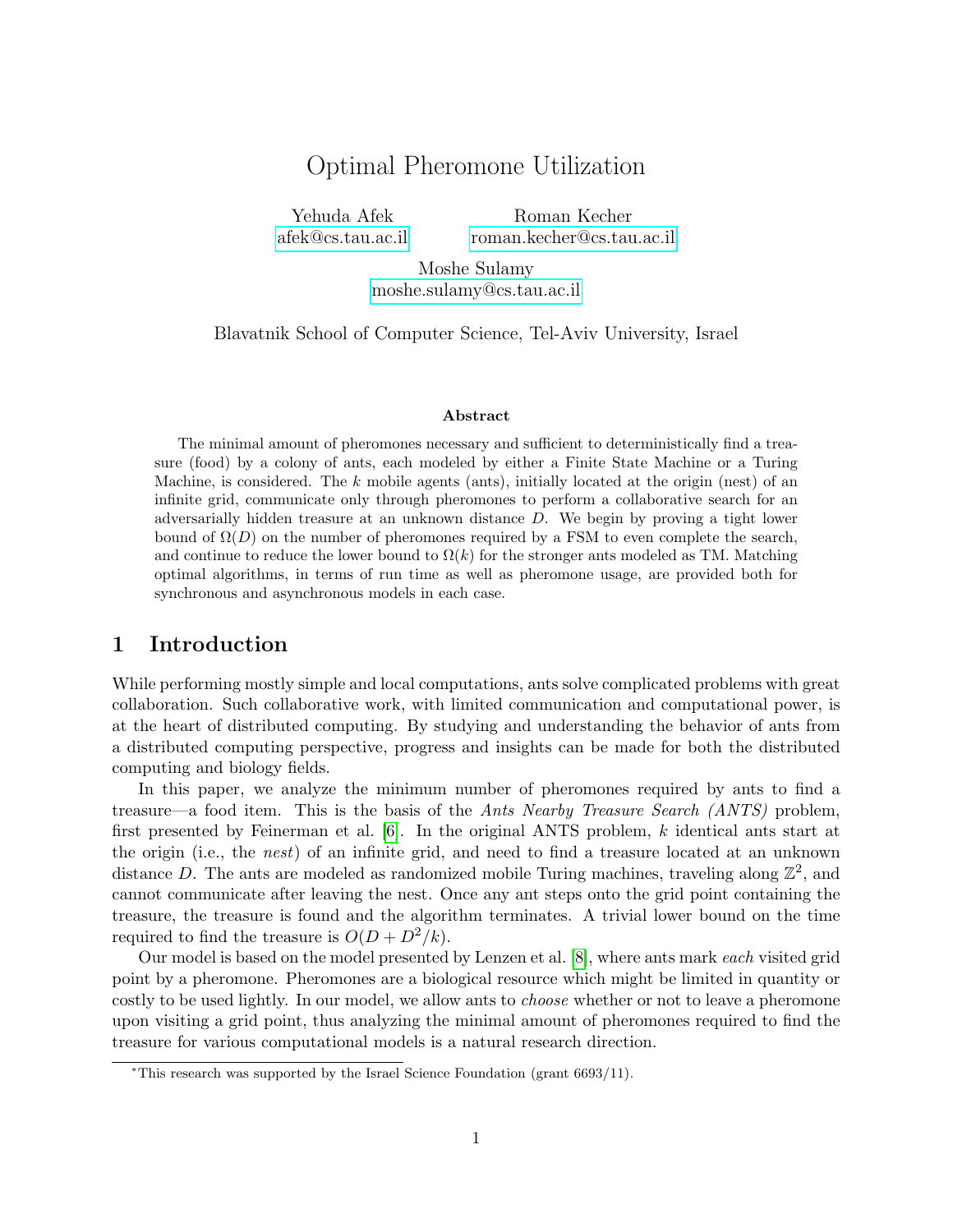# Optimal Pheromone Utilization

Yehuda Afek
afek@cs.tau.ac.il

Roman Kecher
roman.kecher@cs.tau.ac.il

Moshe Sulamy
moshe.sulamy@cs.tau.ac.il

Blavatnik School of Computer Science, Tel-Aviv University, Israel

### Abstract

The minimal amount of pheromones necessary and sufficient to deterministically find a treasure (food) by a colony of ants, each modeled by either a Finite State Machine or a Turing Machine, is considered. The $k$ mobile agents (ants), initially located at the origin (nest) of an infinite grid, communicate only through pheromones to perform a collaborative search for an adversarially hidden treasure at an unknown distance $D$. We begin by proving a tight lower bound of $\Omega(D)$ on the number of pheromones required by a FSM to even complete the search, and continue to reduce the lower bound to $\Omega(k)$ for the stronger ants modeled as TM. Matching optimal algorithms, in terms of run time as well as pheromone usage, are provided both for synchronous and asynchronous models in each case.

## 1 Introduction

While performing mostly simple and local computations, ants solve complicated problems with great collaboration. Such collaborative work, with limited communication and computational power, is at the heart of distributed computing. By studying and understanding the behavior of ants from a distributed computing perspective, progress and insights can be made for both the distributed computing and biology fields.

In this paper, we analyze the minimum number of pheromones required by ants to find a treasure—a food item. This is the basis of the *Ants Nearby Treasure Search (ANTS)* problem, first presented by Feinerman et al. [6]. In the original ANTS problem, $k$ identical ants start at the origin (i.e., the *nest*) of an infinite grid, and need to find a treasure located at an unknown distance $D$. The ants are modeled as randomized mobile Turing machines, traveling along $\mathbb{Z}^2$, and cannot communicate after leaving the nest. Once any ant steps onto the grid point containing the treasure, the treasure is found and the algorithm terminates. A trivial lower bound on the time required to find the treasure is $O(D + D^2/k)$.

Our model is based on the model presented by Lenzen et al. [8], where ants mark *each* visited grid point by a pheromone. Pheromones are a biological resource which might be limited in quantity or costly to be used lightly. In our model, we allow ants to *choose* whether or not to leave a pheromone upon visiting a grid point, thus analyzing the minimal amount of pheromones required to find the treasure for various computational models is a natural research direction.

*This research was supported by the Israel Science Foundation (grant 6693/11).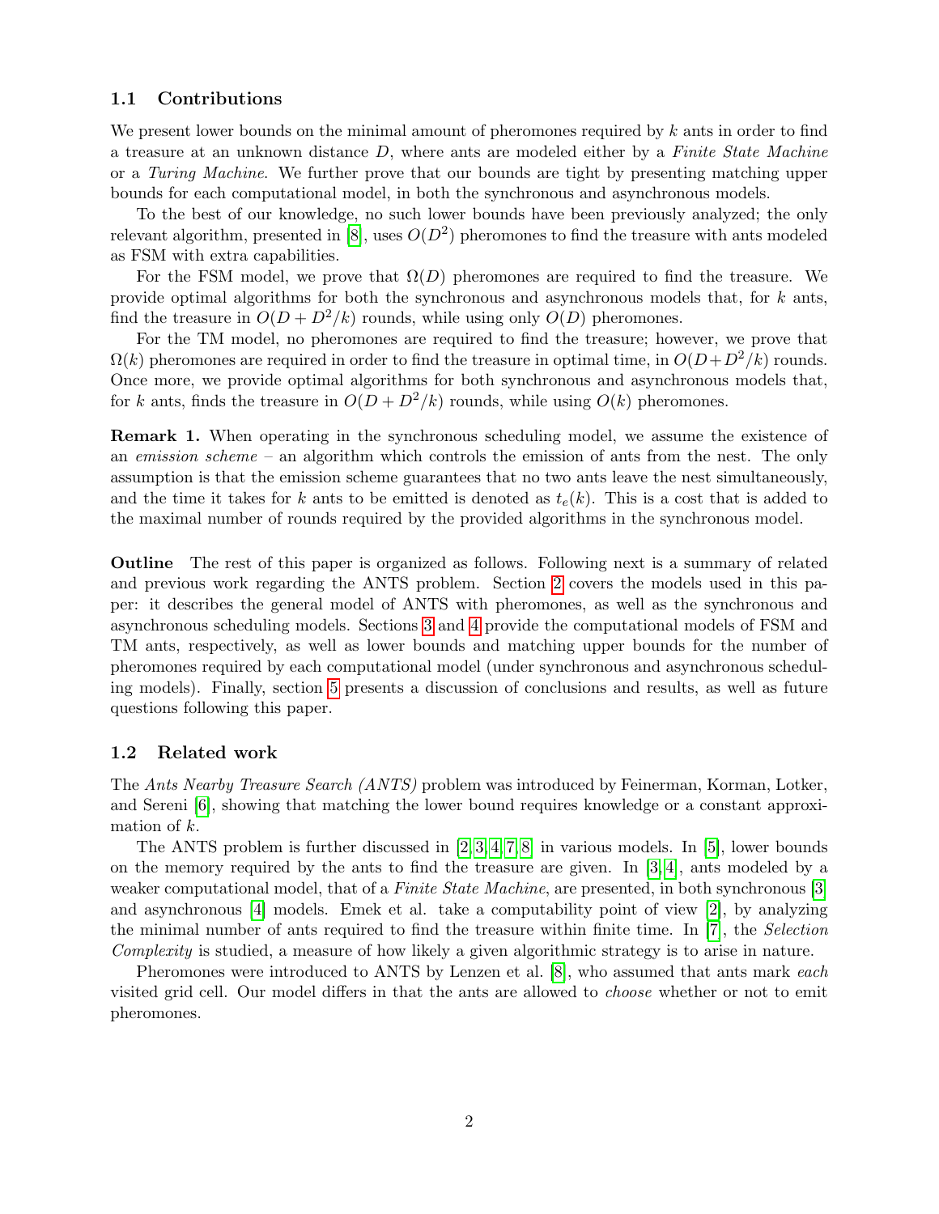### 1.1 Contributions

We present lower bounds on the minimal amount of pheromones required by $k$ ants in order to find a treasure at an unknown distance $D$, where ants are modeled either by a *Finite State Machine* or a *Turing Machine*. We further prove that our bounds are tight by presenting matching upper bounds for each computational model, in both the synchronous and asynchronous models.

To the best of our knowledge, no such lower bounds have been previously analyzed; the only relevant algorithm, presented in [8], uses $O(D^2)$ pheromones to find the treasure with ants modeled as FSM with extra capabilities.

For the FSM model, we prove that $\Omega(D)$ pheromones are required to find the treasure. We provide optimal algorithms for both the synchronous and asynchronous models that, for $k$ ants, find the treasure in $O(D + D^2/k)$ rounds, while using only $O(D)$ pheromones.

For the TM model, no pheromones are required to find the treasure; however, we prove that $\Omega(k)$ pheromones are required in order to find the treasure in optimal time, in $O(D+D^2/k)$ rounds. Once more, we provide optimal algorithms for both synchronous and asynchronous models that, for $k$ ants, finds the treasure in $O(D + D^2/k)$ rounds, while using $O(k)$ pheromones.

**Remark 1.** When operating in the synchronous scheduling model, we assume the existence of an *emission scheme* – an algorithm which controls the emission of ants from the nest. The only assumption is that the emission scheme guarantees that no two ants leave the nest simultaneously, and the time it takes for $k$ ants to be emitted is denoted as $t_e(k)$. This is a cost that is added to the maximal number of rounds required by the provided algorithms in the synchronous model.

**Outline** The rest of this paper is organized as follows. Following next is a summary of related and previous work regarding the ANTS problem. Section 2 covers the models used in this paper: it describes the general model of ANTS with pheromones, as well as the synchronous and asynchronous scheduling models. Sections 3 and 4 provide the computational models of FSM and TM ants, respectively, as well as lower bounds and matching upper bounds for the number of pheromones required by each computational model (under synchronous and asynchronous scheduling models). Finally, section 5 presents a discussion of conclusions and results, as well as future questions following this paper.

### 1.2 Related work

The *Ants Nearby Treasure Search (ANTS)* problem was introduced by Feinerman, Korman, Lotker, and Sereni [6], showing that matching the lower bound requires knowledge or a constant approximation of $k$.

The ANTS problem is further discussed in [2,3,4,7,8] in various models. In [5], lower bounds on the memory required by the ants to find the treasure are given. In [3,4], ants modeled by a weaker computational model, that of a *Finite State Machine*, are presented, in both synchronous [3] and asynchronous [4] models. Emek et al. take a computability point of view [2], by analyzing the minimal number of ants required to find the treasure within finite time. In [7], the *Selection Complexity* is studied, a measure of how likely a given algorithmic strategy is to arise in nature.

Pheromones were introduced to ANTS by Lenzen et al. [8], who assumed that ants mark *each* visited grid cell. Our model differs in that the ants are allowed to *choose* whether or not to emit pheromones.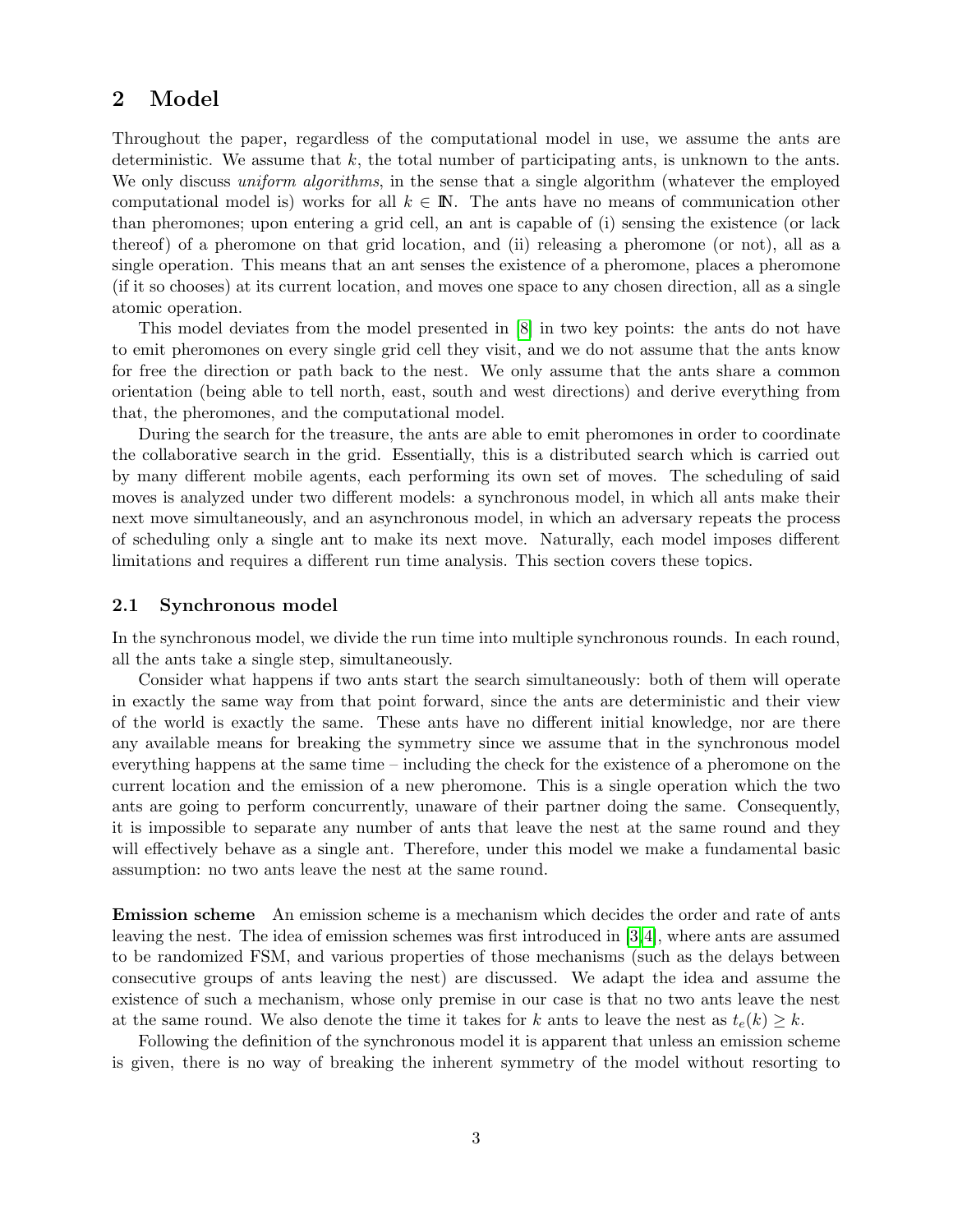## 2 Model

Throughout the paper, regardless of the computational model in use, we assume the ants are deterministic. We assume that $k$, the total number of participating ants, is unknown to the ants. We only discuss *uniform algorithms*, in the sense that a single algorithm (whatever the employed computational model is) works for all $k \in \mathbb{N}$. The ants have no means of communication other than pheromones; upon entering a grid cell, an ant is capable of (i) sensing the existence (or lack thereof) of a pheromone on that grid location, and (ii) releasing a pheromone (or not), all as a single operation. This means that an ant senses the existence of a pheromone, places a pheromone (if it so chooses) at its current location, and moves one space to any chosen direction, all as a single atomic operation.

This model deviates from the model presented in [8] in two key points: the ants do not have to emit pheromones on every single grid cell they visit, and we do not assume that the ants know for free the direction or path back to the nest. We only assume that the ants share a common orientation (being able to tell north, east, south and west directions) and derive everything from that, the pheromones, and the computational model.

During the search for the treasure, the ants are able to emit pheromones in order to coordinate the collaborative search in the grid. Essentially, this is a distributed search which is carried out by many different mobile agents, each performing its own set of moves. The scheduling of said moves is analyzed under two different models: a synchronous model, in which all ants make their next move simultaneously, and an asynchronous model, in which an adversary repeats the process of scheduling only a single ant to make its next move. Naturally, each model imposes different limitations and requires a different run time analysis. This section covers these topics.

### 2.1 Synchronous model

In the synchronous model, we divide the run time into multiple synchronous rounds. In each round, all the ants take a single step, simultaneously.

Consider what happens if two ants start the search simultaneously: both of them will operate in exactly the same way from that point forward, since the ants are deterministic and their view of the world is exactly the same. These ants have no different initial knowledge, nor are there any available means for breaking the symmetry since we assume that in the synchronous model everything happens at the same time – including the check for the existence of a pheromone on the current location and the emission of a new pheromone. This is a single operation which the two ants are going to perform concurrently, unaware of their partner doing the same. Consequently, it is impossible to separate any number of ants that leave the nest at the same round and they will effectively behave as a single ant. Therefore, under this model we make a fundamental basic assumption: no two ants leave the nest at the same round.

**Emission scheme** An emission scheme is a mechanism which decides the order and rate of ants leaving the nest. The idea of emission schemes was first introduced in [3,4], where ants are assumed to be randomized FSM, and various properties of those mechanisms (such as the delays between consecutive groups of ants leaving the nest) are discussed. We adapt the idea and assume the existence of such a mechanism, whose only premise in our case is that no two ants leave the nest at the same round. We also denote the time it takes for $k$ ants to leave the nest as $t_e(k) \geq k$.

Following the definition of the synchronous model it is apparent that unless an emission scheme is given, there is no way of breaking the inherent symmetry of the model without resorting to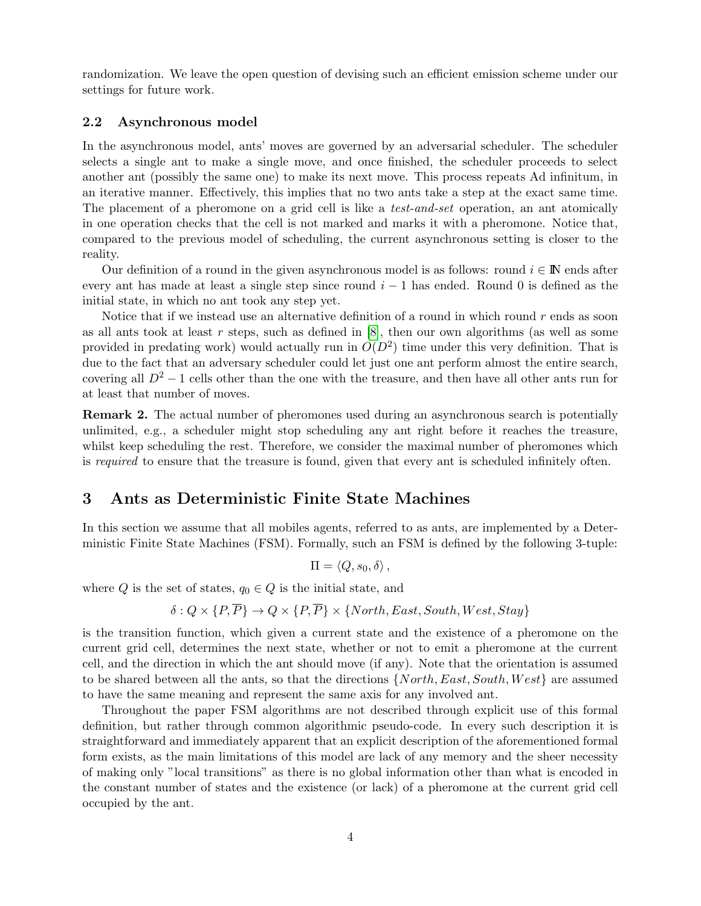randomization. We leave the open question of devising such an efficient emission scheme under our settings for future work.

### 2.2 Asynchronous model

In the asynchronous model, ants' moves are governed by an adversarial scheduler. The scheduler selects a single ant to make a single move, and once finished, the scheduler proceeds to select another ant (possibly the same one) to make its next move. This process repeats Ad infinitum, in an iterative manner. Effectively, this implies that no two ants take a step at the exact same time. The placement of a pheromone on a grid cell is like a *test-and-set* operation, an ant atomically in one operation checks that the cell is not marked and marks it with a pheromone. Notice that, compared to the previous model of scheduling, the current asynchronous setting is closer to the reality.

Our definition of a round in the given asynchronous model is as follows: round $i \in \mathbb{N}$ ends after every ant has made at least a single step since round $i-1$ has ended. Round 0 is defined as the initial state, in which no ant took any step yet.

Notice that if we instead use an alternative definition of a round in which round $r$ ends as soon as all ants took at least $r$ steps, such as defined in [8], then our own algorithms (as well as some provided in predating work) would actually run in $O(D^2)$ time under this very definition. That is due to the fact that an adversary scheduler could let just one ant perform almost the entire search, covering all $D^2 - 1$ cells other than the one with the treasure, and then have all other ants run for at least that number of moves.

**Remark 2.** The actual number of pheromones used during an asynchronous search is potentially unlimited, e.g., a scheduler might stop scheduling any ant right before it reaches the treasure, whilst keep scheduling the rest. Therefore, we consider the maximal number of pheromones which is *required* to ensure that the treasure is found, given that every ant is scheduled infinitely often.

## 3 Ants as Deterministic Finite State Machines

In this section we assume that all mobiles agents, referred to as ants, are implemented by a Deterministic Finite State Machines (FSM). Formally, such an FSM is defined by the following 3-tuple:

$$\Pi = \langle Q, s_0, \delta \rangle ,$$

where $Q$ is the set of states, $q_0 \in Q$ is the initial state, and

$$\delta : Q \times \{P, \overline{P}\} \to Q \times \{P, \overline{P}\} \times \{North, East, South, West, Stay\}$$

is the transition function, which given a current state and the existence of a pheromone on the current grid cell, determines the next state, whether or not to emit a pheromone at the current cell, and the direction in which the ant should move (if any). Note that the orientation is assumed to be shared between all the ants, so that the directions $\{North, East, South, West\}$ are assumed to have the same meaning and represent the same axis for any involved ant.

Throughout the paper FSM algorithms are not described through explicit use of this formal definition, but rather through common algorithmic pseudo-code. In every such description it is straightforward and immediately apparent that an explicit description of the aforementioned formal form exists, as the main limitations of this model are lack of any memory and the sheer necessity of making only "local transitions" as there is no global information other than what is encoded in the constant number of states and the existence (or lack) of a pheromone at the current grid cell occupied by the ant.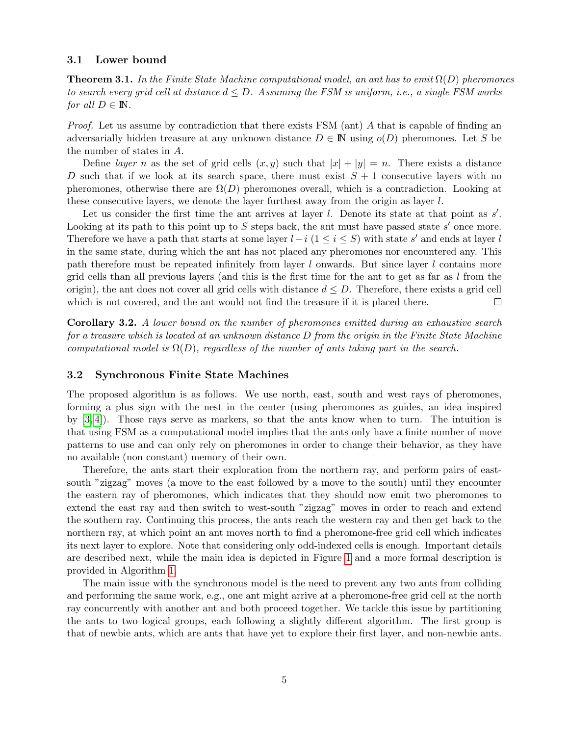### 3.1 Lower bound

**Theorem 3.1.** *In the Finite State Machine computational model, an ant has to emit $\Omega(D)$ pheromones to search every grid cell at distance $d \leq D$. Assuming the FSM is uniform, i.e., a single FSM works for all $D \in \mathbb{N}$.*

*Proof.* Let us assume by contradiction that there exists FSM (ant) $A$ that is capable of finding an adversarially hidden treasure at any unknown distance $D \in \mathbb{N}$ using $o(D)$ pheromones. Let $S$ be the number of states in $A$.

Define *layer* $n$ as the set of grid cells $(x, y)$ such that $|x| + |y| = n$. There exists a distance $D$ such that if we look at its search space, there must exist $S + 1$ consecutive layers with no pheromones, otherwise there are $\Omega(D)$ pheromones overall, which is a contradiction. Looking at these consecutive layers, we denote the layer furthest away from the origin as layer $l$.

Let us consider the first time the ant arrives at layer $l$. Denote its state at that point as $s'$. Looking at its path to this point up to $S$ steps back, the ant must have passed state $s'$ once more. Therefore we have a path that starts at some layer $l - i$ ($1 \leq i \leq S$) with state $s'$ and ends at layer $l$ in the same state, during which the ant has not placed any pheromones nor encountered any. This path therefore must be repeated infinitely from layer $l$ onwards. But since layer $l$ contains more grid cells than all previous layers (and this is the first time for the ant to get as far as $l$ from the origin), the ant does not cover all grid cells with distance $d \leq D$. Therefore, there exists a grid cell which is not covered, and the ant would not find the treasure if it is placed there. □

**Corollary 3.2.** *A lower bound on the number of pheromones emitted during an exhaustive search for a treasure which is located at an unknown distance $D$ from the origin in the Finite State Machine computational model is $\Omega(D)$, regardless of the number of ants taking part in the search.*

### 3.2 Synchronous Finite State Machines

The proposed algorithm is as follows. We use north, east, south and west rays of pheromones, forming a plus sign with the nest in the center (using pheromones as guides, an idea inspired by [3, 4]). Those rays serve as markers, so that the ants know when to turn. The intuition is that using FSM as a computational model implies that the ants only have a finite number of move patterns to use and can only rely on pheromones in order to change their behavior, as they have no available (non constant) memory of their own.

Therefore, the ants start their exploration from the northern ray, and perform pairs of east-south "zigzag" moves (a move to the east followed by a move to the south) until they encounter the eastern ray of pheromones, which indicates that they should now emit two pheromones to extend the east ray and then switch to west-south "zigzag" moves in order to reach and extend the southern ray. Continuing this process, the ants reach the western ray and then get back to the northern ray, at which point an ant moves north to find a pheromone-free grid cell which indicates its next layer to explore. Note that considering only odd-indexed cells is enough. Important details are described next, while the main idea is depicted in Figure 1 and a more formal description is provided in Algorithm 1.

The main issue with the synchronous model is the need to prevent any two ants from colliding and performing the same work, e.g., one ant might arrive at a pheromone-free grid cell at the north ray concurrently with another ant and both proceed together. We tackle this issue by partitioning the ants to two logical groups, each following a slightly different algorithm. The first group is that of newbie ants, which are ants that have yet to explore their first layer, and non-newbie ants.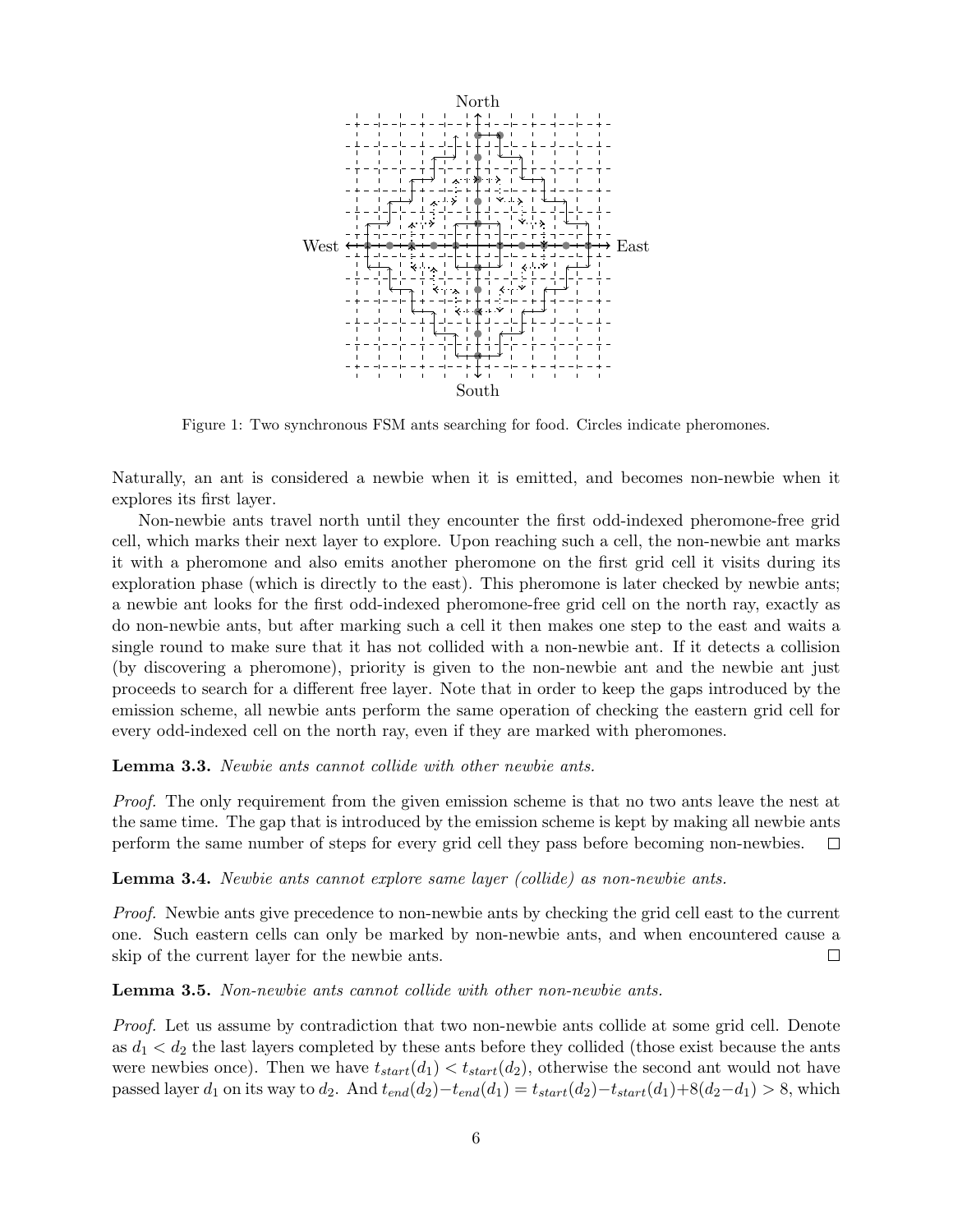Figure 1: Two synchronous FSM ants searching for food. Circles indicate pheromones.

Naturally, an ant is considered a newbie when it is emitted, and becomes non-newbie when it explores its first layer.

Non-newbie ants travel north until they encounter the first odd-indexed pheromone-free grid cell, which marks their next layer to explore. Upon reaching such a cell, the non-newbie ant marks it with a pheromone and also emits another pheromone on the first grid cell it visits during its exploration phase (which is directly to the east). This pheromone is later checked by newbie ants; a newbie ant looks for the first odd-indexed pheromone-free grid cell on the north ray, exactly as do non-newbie ants, but after marking such a cell it then makes one step to the east and waits a single round to make sure that it has not collided with a non-newbie ant. If it detects a collision (by discovering a pheromone), priority is given to the non-newbie ant and the newbie ant just proceeds to search for a different free layer. Note that in order to keep the gaps introduced by the emission scheme, all newbie ants perform the same operation of checking the eastern grid cell for every odd-indexed cell on the north ray, even if they are marked with pheromones.

**Lemma 3.3.** *Newbie ants cannot collide with other newbie ants.*

*Proof.* The only requirement from the given emission scheme is that no two ants leave the nest at the same time. The gap that is introduced by the emission scheme is kept by making all newbie ants perform the same number of steps for every grid cell they pass before becoming non-newbies. □

**Lemma 3.4.** *Newbie ants cannot explore same layer (collide) as non-newbie ants.*

*Proof.* Newbie ants give precedence to non-newbie ants by checking the grid cell east to the current one. Such eastern cells can only be marked by non-newbie ants, and when encountered cause a skip of the current layer for the newbie ants. □

**Lemma 3.5.** *Non-newbie ants cannot collide with other non-newbie ants.*

*Proof.* Let us assume by contradiction that two non-newbie ants collide at some grid cell. Denote as $d_1 < d_2$ the last layers completed by these ants before they collided (those exist because the ants were newbies once). Then we have $t_{start}(d_1) < t_{start}(d_2)$, otherwise the second ant would not have passed layer $d_1$ on its way to $d_2$. And $t_{end}(d_2) - t_{end}(d_1) = t_{start}(d_2) - t_{start}(d_1) + 8(d_2 - d_1) > 8$, which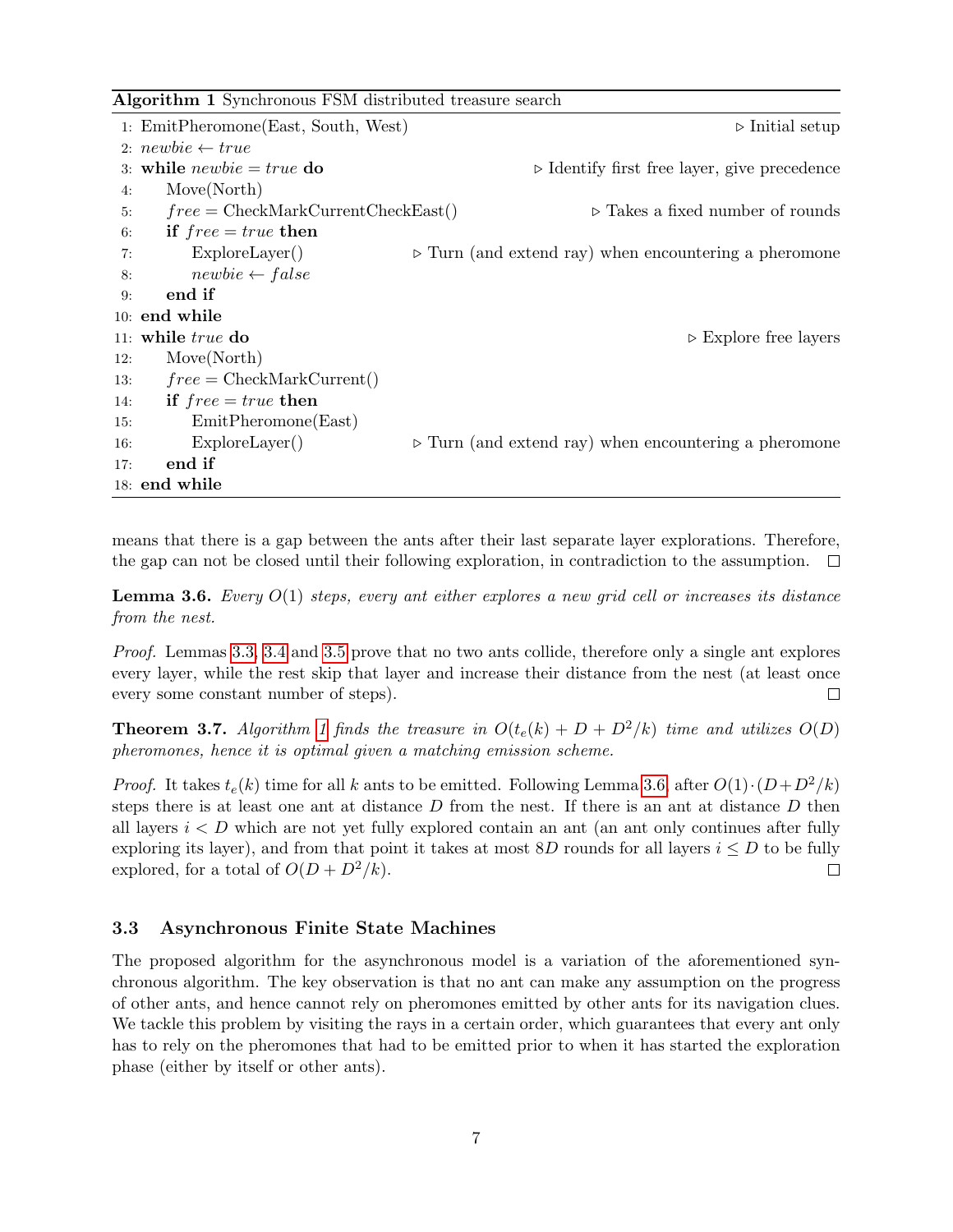**Algorithm 1** Synchronous FSM distributed treasure search

```
1:  EmitPheromone(East, South, West)                          ▷ Initial setup
2:  newbie ← true
3:  while newbie = true do              ▷ Identify first free layer, give precedence
4:      Move(North)
5:      free = CheckMarkCurrentCheckEast()          ▷ Takes a fixed number of rounds
6:      if free = true then
7:          ExploreLayer()     ▷ Turn (and extend ray) when encountering a pheromone
8:          newbie ← false
9:      end if
10: end while
11: while true do                                              ▷ Explore free layers
12:     Move(North)
13:     free = CheckMarkCurrent()
14:     if free = true then
15:         EmitPheromone(East)
16:         ExploreLayer()     ▷ Turn (and extend ray) when encountering a pheromone
17:     end if
18: end while
```

means that there is a gap between the ants after their last separate layer explorations. Therefore, the gap can not be closed until their following exploration, in contradiction to the assumption. □

**Lemma 3.6.** *Every $O(1)$ steps, every ant either explores a new grid cell or increases its distance from the nest.*

*Proof.* Lemmas 3.3, 3.4 and 3.5 prove that no two ants collide, therefore only a single ant explores every layer, while the rest skip that layer and increase their distance from the nest (at least once every some constant number of steps). □

**Theorem 3.7.** *Algorithm 1 finds the treasure in $O(t_e(k) + D + D^2/k)$ time and utilizes $O(D)$ pheromones, hence it is optimal given a matching emission scheme.*

*Proof.* It takes $t_e(k)$ time for all $k$ ants to be emitted. Following Lemma 3.6, after $O(1) \cdot (D + D^2/k)$ steps there is at least one ant at distance $D$ from the nest. If there is an ant at distance $D$ then all layers $i < D$ which are not yet fully explored contain an ant (an ant only continues after fully exploring its layer), and from that point it takes at most $8D$ rounds for all layers $i \leq D$ to be fully explored, for a total of $O(D + D^2/k)$. □

### 3.3 Asynchronous Finite State Machines

The proposed algorithm for the asynchronous model is a variation of the aforementioned synchronous algorithm. The key observation is that no ant can make any assumption on the progress of other ants, and hence cannot rely on pheromones emitted by other ants for its navigation clues. We tackle this problem by visiting the rays in a certain order, which guarantees that every ant only has to rely on the pheromones that had to be emitted prior to when it has started the exploration phase (either by itself or other ants).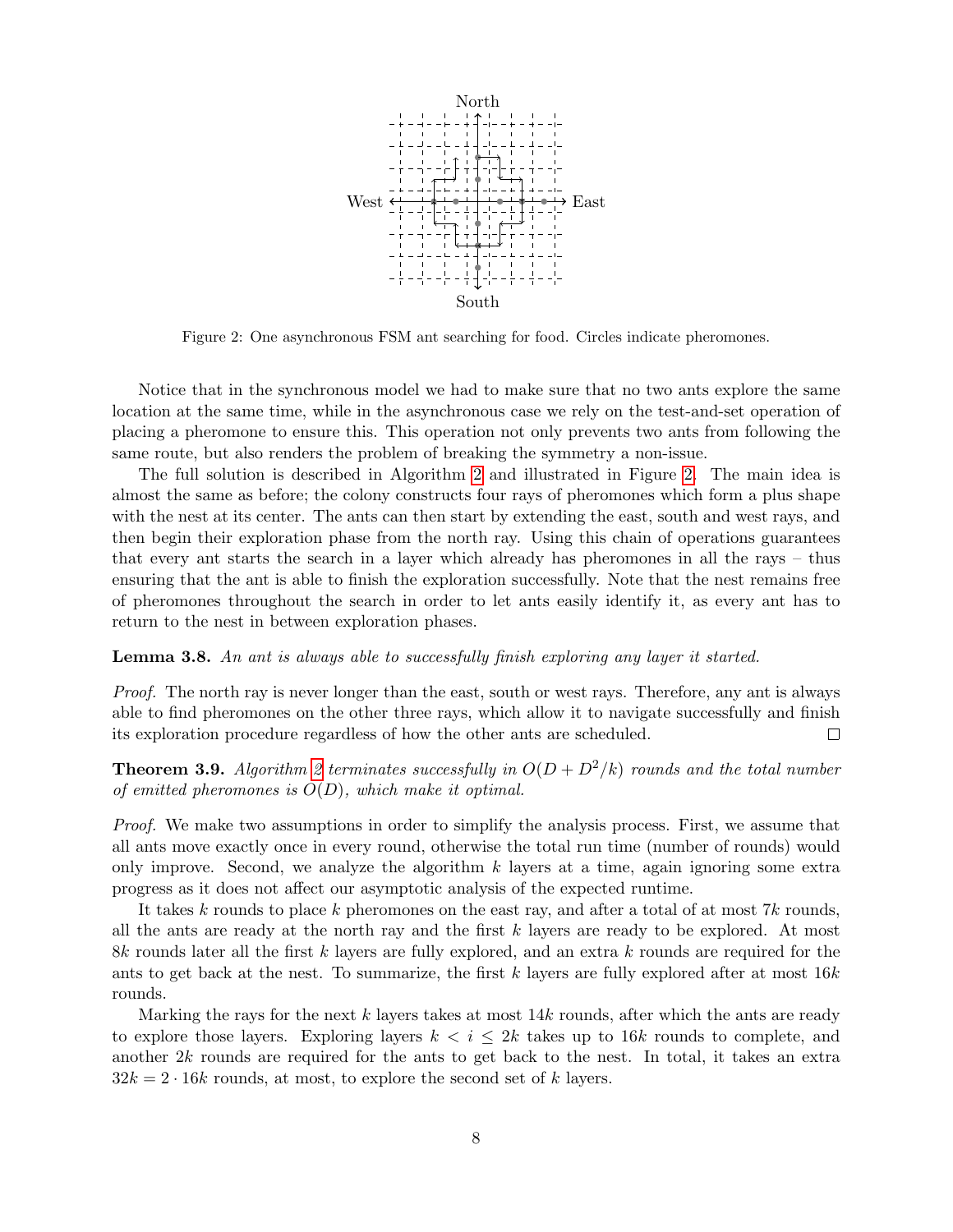Figure 2: One asynchronous FSM ant searching for food. Circles indicate pheromones.

Notice that in the synchronous model we had to make sure that no two ants explore the same location at the same time, while in the asynchronous case we rely on the test-and-set operation of placing a pheromone to ensure this. This operation not only prevents two ants from following the same route, but also renders the problem of breaking the symmetry a non-issue.

The full solution is described in Algorithm 2 and illustrated in Figure 2. The main idea is almost the same as before; the colony constructs four rays of pheromones which form a plus shape with the nest at its center. The ants can then start by extending the east, south and west rays, and then begin their exploration phase from the north ray. Using this chain of operations guarantees that every ant starts the search in a layer which already has pheromones in all the rays – thus ensuring that the ant is able to finish the exploration successfully. Note that the nest remains free of pheromones throughout the search in order to let ants easily identify it, as every ant has to return to the nest in between exploration phases.

**Lemma 3.8.** *An ant is always able to successfully finish exploring any layer it started.*

*Proof.* The north ray is never longer than the east, south or west rays. Therefore, any ant is always able to find pheromones on the other three rays, which allow it to navigate successfully and finish its exploration procedure regardless of how the other ants are scheduled. □

**Theorem 3.9.** *Algorithm 2 terminates successfully in $O(D + D^2/k)$ rounds and the total number of emitted pheromones is $O(D)$, which make it optimal.*

*Proof.* We make two assumptions in order to simplify the analysis process. First, we assume that all ants move exactly once in every round, otherwise the total run time (number of rounds) would only improve. Second, we analyze the algorithm $k$ layers at a time, again ignoring some extra progress as it does not affect our asymptotic analysis of the expected runtime.

It takes $k$ rounds to place $k$ pheromones on the east ray, and after a total of at most $7k$ rounds, all the ants are ready at the north ray and the first $k$ layers are ready to be explored. At most $8k$ rounds later all the first $k$ layers are fully explored, and an extra $k$ rounds are required for the ants to get back at the nest. To summarize, the first $k$ layers are fully explored after at most $16k$ rounds.

Marking the rays for the next $k$ layers takes at most $14k$ rounds, after which the ants are ready to explore those layers. Exploring layers $k < i \leq 2k$ takes up to $16k$ rounds to complete, and another $2k$ rounds are required for the ants to get back to the nest. In total, it takes an extra $32k = 2 \cdot 16k$ rounds, at most, to explore the second set of $k$ layers.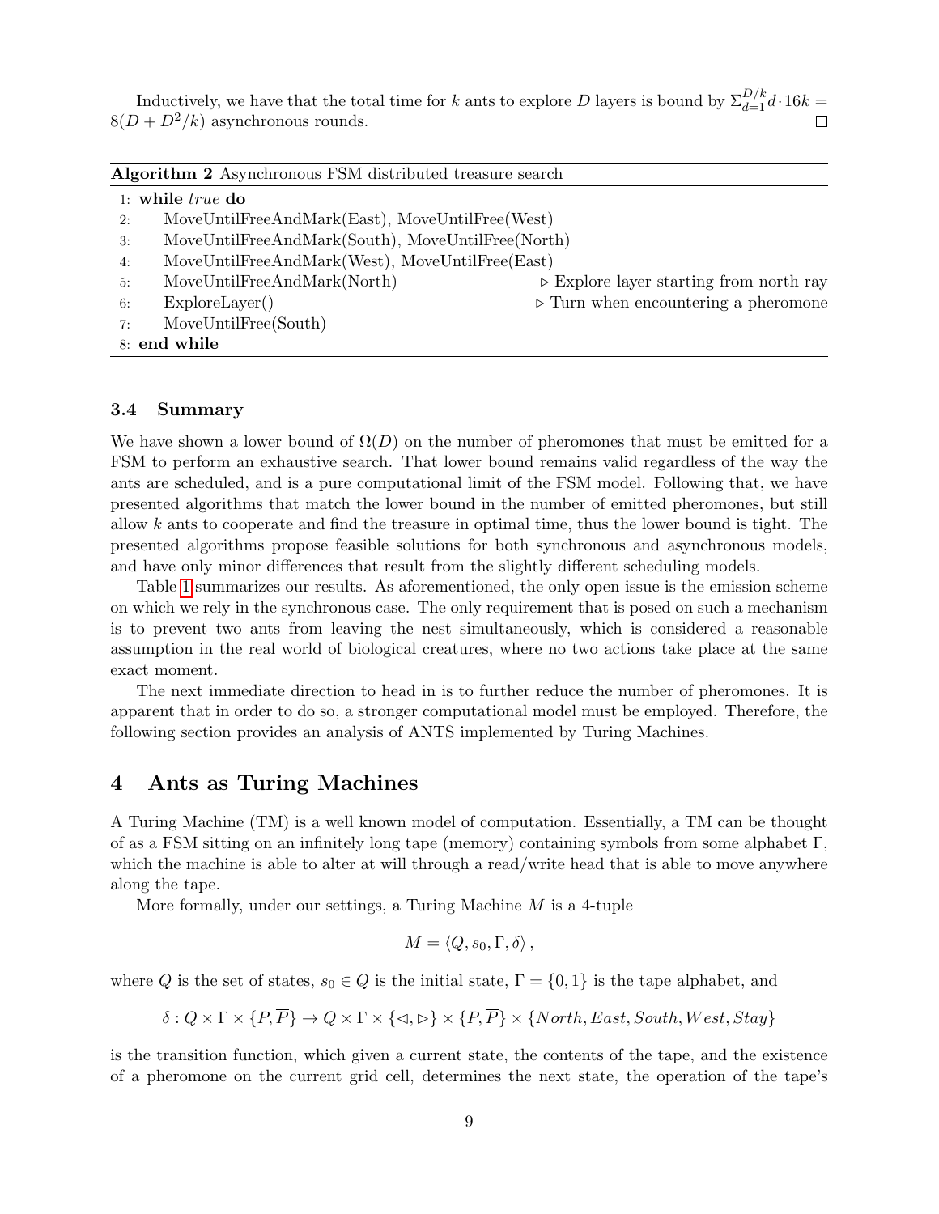Inductively, we have that the total time for $k$ ants to explore $D$ layers is bound by $\Sigma_{d=1}^{D/k} d \cdot 16k = 8(D + D^2/k)$ asynchronous rounds. □

**Algorithm 2** Asynchronous FSM distributed treasure search

```
1: while true do
2:     MoveUntilFreeAndMark(East), MoveUntilFree(West)
3:     MoveUntilFreeAndMark(South), MoveUntilFree(North)
4:     MoveUntilFreeAndMark(West), MoveUntilFree(East)
5:     MoveUntilFreeAndMark(North)        ▷ Explore layer starting from north ray
6:     ExploreLayer()                     ▷ Turn when encountering a pheromone
7:     MoveUntilFree(South)
8: end while
```

### 3.4 Summary

We have shown a lower bound of $\Omega(D)$ on the number of pheromones that must be emitted for a FSM to perform an exhaustive search. That lower bound remains valid regardless of the way the ants are scheduled, and is a pure computational limit of the FSM model. Following that, we have presented algorithms that match the lower bound in the number of emitted pheromones, but still allow $k$ ants to cooperate and find the treasure in optimal time, thus the lower bound is tight. The presented algorithms propose feasible solutions for both synchronous and asynchronous models, and have only minor differences that result from the slightly different scheduling models.

Table 1 summarizes our results. As aforementioned, the only open issue is the emission scheme on which we rely in the synchronous case. The only requirement that is posed on such a mechanism is to prevent two ants from leaving the nest simultaneously, which is considered a reasonable assumption in the real world of biological creatures, where no two actions take place at the same exact moment.

The next immediate direction to head in is to further reduce the number of pheromones. It is apparent that in order to do so, a stronger computational model must be employed. Therefore, the following section provides an analysis of ANTS implemented by Turing Machines.

## 4 Ants as Turing Machines

A Turing Machine (TM) is a well known model of computation. Essentially, a TM can be thought of as a FSM sitting on an infinitely long tape (memory) containing symbols from some alphabet $\Gamma$, which the machine is able to alter at will through a read/write head that is able to move anywhere along the tape.

More formally, under our settings, a Turing Machine $M$ is a 4-tuple

$$M = \langle Q, s_0, \Gamma, \delta \rangle ,$$

where $Q$ is the set of states, $s_0 \in Q$ is the initial state, $\Gamma = \{0, 1\}$ is the tape alphabet, and

$$\delta : Q \times \Gamma \times \{P, \overline{P}\} \to Q \times \Gamma \times \{\lhd, \rhd\} \times \{P, \overline{P}\} \times \{North, East, South, West, Stay\}$$

is the transition function, which given a current state, the contents of the tape, and the existence of a pheromone on the current grid cell, determines the next state, the operation of the tape's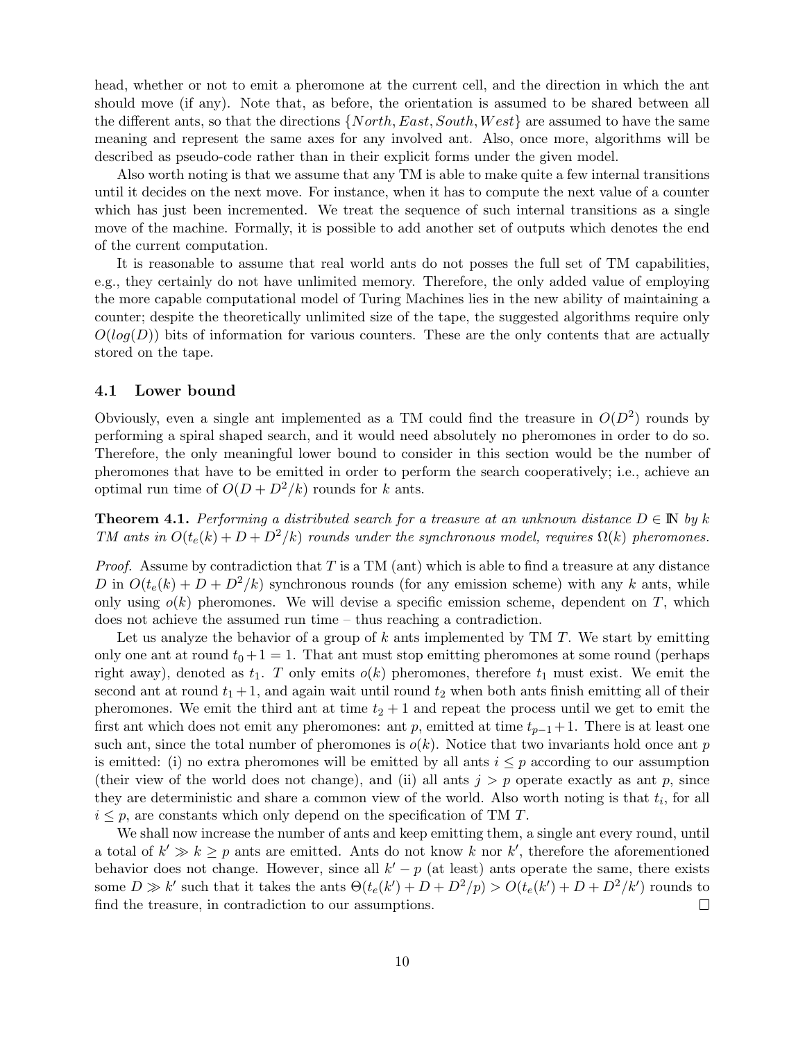head, whether or not to emit a pheromone at the current cell, and the direction in which the ant should move (if any). Note that, as before, the orientation is assumed to be shared between all the different ants, so that the directions $\{North, East, South, West\}$ are assumed to have the same meaning and represent the same axes for any involved ant. Also, once more, algorithms will be described as pseudo-code rather than in their explicit forms under the given model.

Also worth noting is that we assume that any TM is able to make quite a few internal transitions until it decides on the next move. For instance, when it has to compute the next value of a counter which has just been incremented. We treat the sequence of such internal transitions as a single move of the machine. Formally, it is possible to add another set of outputs which denotes the end of the current computation.

It is reasonable to assume that real world ants do not posses the full set of TM capabilities, e.g., they certainly do not have unlimited memory. Therefore, the only added value of employing the more capable computational model of Turing Machines lies in the new ability of maintaining a counter; despite the theoretically unlimited size of the tape, the suggested algorithms require only $O(log(D))$ bits of information for various counters. These are the only contents that are actually stored on the tape.

## 4.1 Lower bound

Obviously, even a single ant implemented as a TM could find the treasure in $O(D^2)$ rounds by performing a spiral shaped search, and it would need absolutely no pheromones in order to do so. Therefore, the only meaningful lower bound to consider in this section would be the number of pheromones that have to be emitted in order to perform the search cooperatively; i.e., achieve an optimal run time of $O(D + D^2/k)$ rounds for $k$ ants.

**Theorem 4.1.** *Performing a distributed search for a treasure at an unknown distance $D \in \mathbb{N}$ by $k$ TM ants in $O(t_e(k) + D + D^2/k)$ rounds under the synchronous model, requires $\Omega(k)$ pheromones.*

*Proof.* Assume by contradiction that $T$ is a TM (ant) which is able to find a treasure at any distance $D$ in $O(t_e(k) + D + D^2/k)$ synchronous rounds (for any emission scheme) with any $k$ ants, while only using $o(k)$ pheromones. We will devise a specific emission scheme, dependent on $T$, which does not achieve the assumed run time – thus reaching a contradiction.

Let us analyze the behavior of a group of $k$ ants implemented by TM $T$. We start by emitting only one ant at round $t_0 + 1 = 1$. That ant must stop emitting pheromones at some round (perhaps right away), denoted as $t_1$. $T$ only emits $o(k)$ pheromones, therefore $t_1$ must exist. We emit the second ant at round $t_1 + 1$, and again wait until round $t_2$ when both ants finish emitting all of their pheromones. We emit the third ant at time $t_2 + 1$ and repeat the process until we get to emit the first ant which does not emit any pheromones: ant $p$, emitted at time $t_{p-1} + 1$. There is at least one such ant, since the total number of pheromones is $o(k)$. Notice that two invariants hold once ant $p$ is emitted: (i) no extra pheromones will be emitted by all ants $i \leq p$ according to our assumption (their view of the world does not change), and (ii) all ants $j > p$ operate exactly as ant $p$, since they are deterministic and share a common view of the world. Also worth noting is that $t_i$, for all $i \leq p$, are constants which only depend on the specification of TM $T$.

We shall now increase the number of ants and keep emitting them, a single ant every round, until a total of $k' \gg k \geq p$ ants are emitted. Ants do not know $k$ nor $k'$, therefore the aforementioned behavior does not change. However, since all $k' - p$ (at least) ants operate the same, there exists some $D \gg k'$ such that it takes the ants $\Theta(t_e(k') + D + D^2/p) > O(t_e(k') + D + D^2/k')$ rounds to find the treasure, in contradiction to our assumptions. $\square$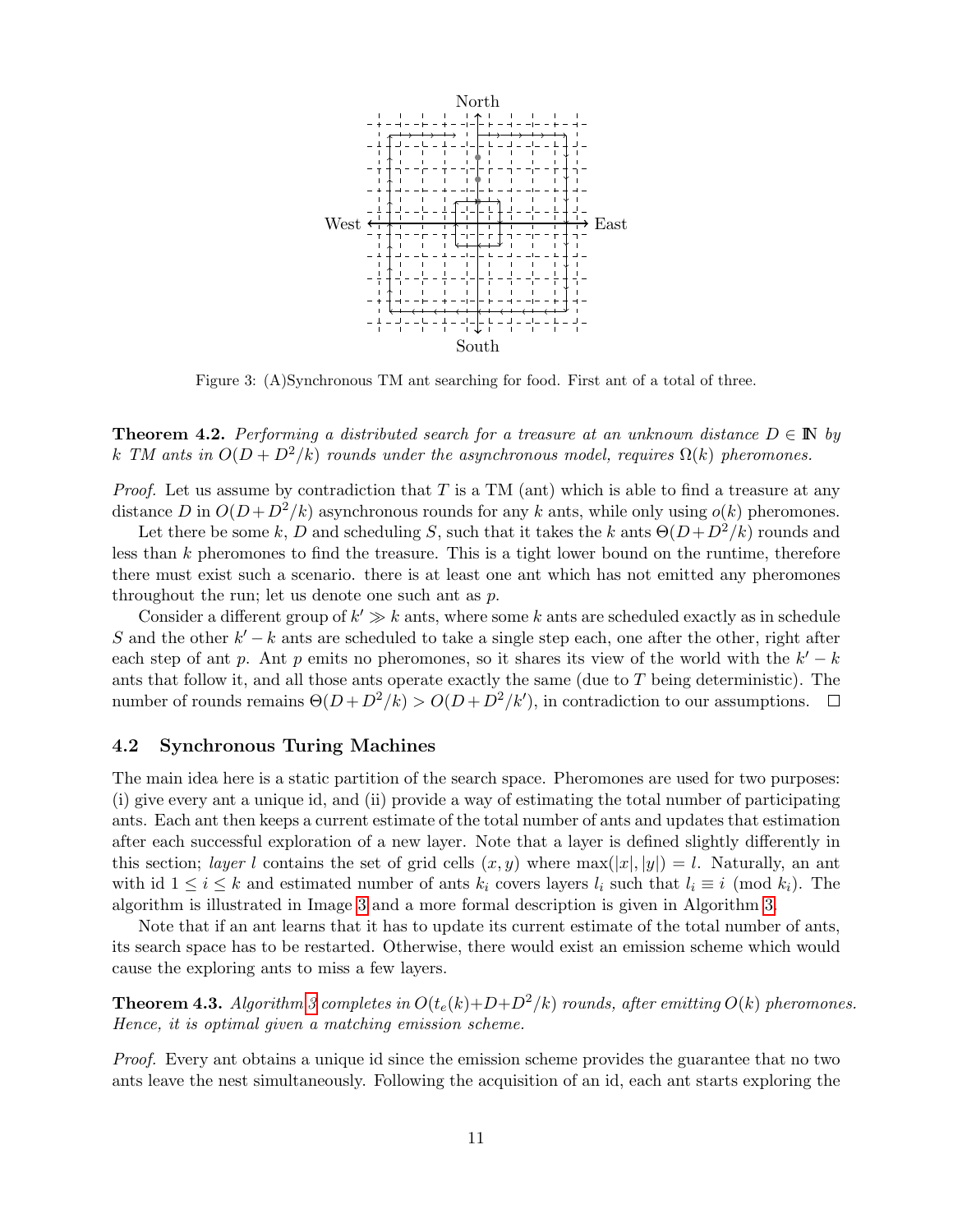North

West East

South

Figure 3: (A)Synchronous TM ant searching for food. First ant of a total of three.

**Theorem 4.2.** *Performing a distributed search for a treasure at an unknown distance $D \in \mathbb{N}$ by $k$ TM ants in $O(D + D^2/k)$ rounds under the asynchronous model, requires $\Omega(k)$ pheromones.*

*Proof.* Let us assume by contradiction that $T$ is a TM (ant) which is able to find a treasure at any distance $D$ in $O(D+D^2/k)$ asynchronous rounds for any $k$ ants, while only using $o(k)$ pheromones.

Let there be some $k$, $D$ and scheduling $S$, such that it takes the $k$ ants $\Theta(D+D^2/k)$ rounds and less than $k$ pheromones to find the treasure. This is a tight lower bound on the runtime, therefore there must exist such a scenario. there is at least one ant which has not emitted any pheromones throughout the run; let us denote one such ant as $p$.

Consider a different group of $k' \gg k$ ants, where some $k$ ants are scheduled exactly as in schedule $S$ and the other $k' - k$ ants are scheduled to take a single step each, one after the other, right after each step of ant $p$. Ant $p$ emits no pheromones, so it shares its view of the world with the $k' - k$ ants that follow it, and all those ants operate exactly the same (due to $T$ being deterministic). The number of rounds remains $\Theta(D + D^2/k) > O(D + D^2/k')$, in contradiction to our assumptions. □

## 4.2 Synchronous Turing Machines

The main idea here is a static partition of the search space. Pheromones are used for two purposes: (i) give every ant a unique id, and (ii) provide a way of estimating the total number of participating ants. Each ant then keeps a current estimate of the total number of ants and updates that estimation after each successful exploration of a new layer. Note that a layer is defined slightly differently in this section; *layer* $l$ contains the set of grid cells $(x, y)$ where $\max(|x|, |y|) = l$. Naturally, an ant with id $1 \leq i \leq k$ and estimated number of ants $k_i$ covers layers $l_i$ such that $l_i \equiv i \pmod{k_i}$. The algorithm is illustrated in Image 3 and a more formal description is given in Algorithm 3.

Note that if an ant learns that it has to update its current estimate of the total number of ants, its search space has to be restarted. Otherwise, there would exist an emission scheme which would cause the exploring ants to miss a few layers.

**Theorem 4.3.** *Algorithm 3 completes in $O(t_e(k)+D+D^2/k)$ rounds, after emitting $O(k)$ pheromones. Hence, it is optimal given a matching emission scheme.*

*Proof.* Every ant obtains a unique id since the emission scheme provides the guarantee that no two ants leave the nest simultaneously. Following the acquisition of an id, each ant starts exploring the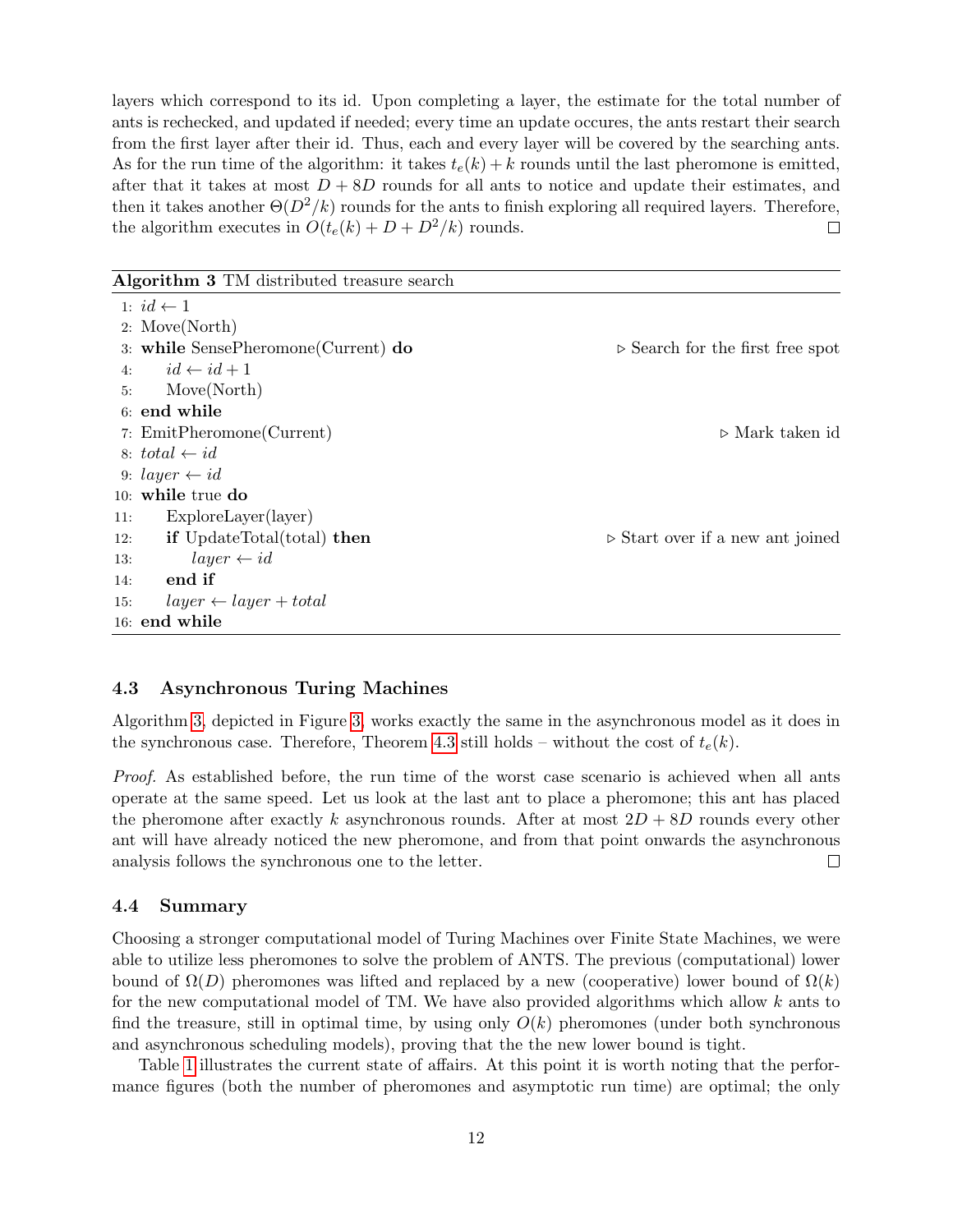layers which correspond to its id. Upon completing a layer, the estimate for the total number of ants is rechecked, and updated if needed; every time an update occures, the ants restart their search from the first layer after their id. Thus, each and every layer will be covered by the searching ants. As for the run time of the algorithm: it takes $t_e(k) + k$ rounds until the last pheromone is emitted, after that it takes at most $D + 8D$ rounds for all ants to notice and update their estimates, and then it takes another $\Theta(D^2/k)$ rounds for the ants to finish exploring all required layers. Therefore, the algorithm executes in $O(t_e(k) + D + D^2/k)$ rounds. ◻

**Algorithm 3** TM distributed treasure search

```
 1: id ← 1
 2: Move(North)
 3: while SensePheromone(Current) do                ▷ Search for the first free spot
 4:     id ← id + 1
 5:     Move(North)
 6: end while
 7: EmitPheromone(Current)                          ▷ Mark taken id
 8: total ← id
 9: layer ← id
10: while true do
11:     ExploreLayer(layer)
12:     if UpdateTotal(total) then                  ▷ Start over if a new ant joined
13:         layer ← id
14:     end if
15:     layer ← layer + total
16: end while
```

### 4.3 Asynchronous Turing Machines

Algorithm 3, depicted in Figure 3, works exactly the same in the asynchronous model as it does in the synchronous case. Therefore, Theorem 4.3 still holds – without the cost of $t_e(k)$.

*Proof.* As established before, the run time of the worst case scenario is achieved when all ants operate at the same speed. Let us look at the last ant to place a pheromone; this ant has placed the pheromone after exactly $k$ asynchronous rounds. After at most $2D + 8D$ rounds every other ant will have already noticed the new pheromone, and from that point onwards the asynchronous analysis follows the synchronous one to the letter. ◻

### 4.4 Summary

Choosing a stronger computational model of Turing Machines over Finite State Machines, we were able to utilize less pheromones to solve the problem of ANTS. The previous (computational) lower bound of $\Omega(D)$ pheromones was lifted and replaced by a new (cooperative) lower bound of $\Omega(k)$ for the new computational model of TM. We have also provided algorithms which allow $k$ ants to find the treasure, still in optimal time, by using only $O(k)$ pheromones (under both synchronous and asynchronous scheduling models), proving that the the new lower bound is tight.

Table 1 illustrates the current state of affairs. At this point it is worth noting that the performance figures (both the number of pheromones and asymptotic run time) are optimal; the only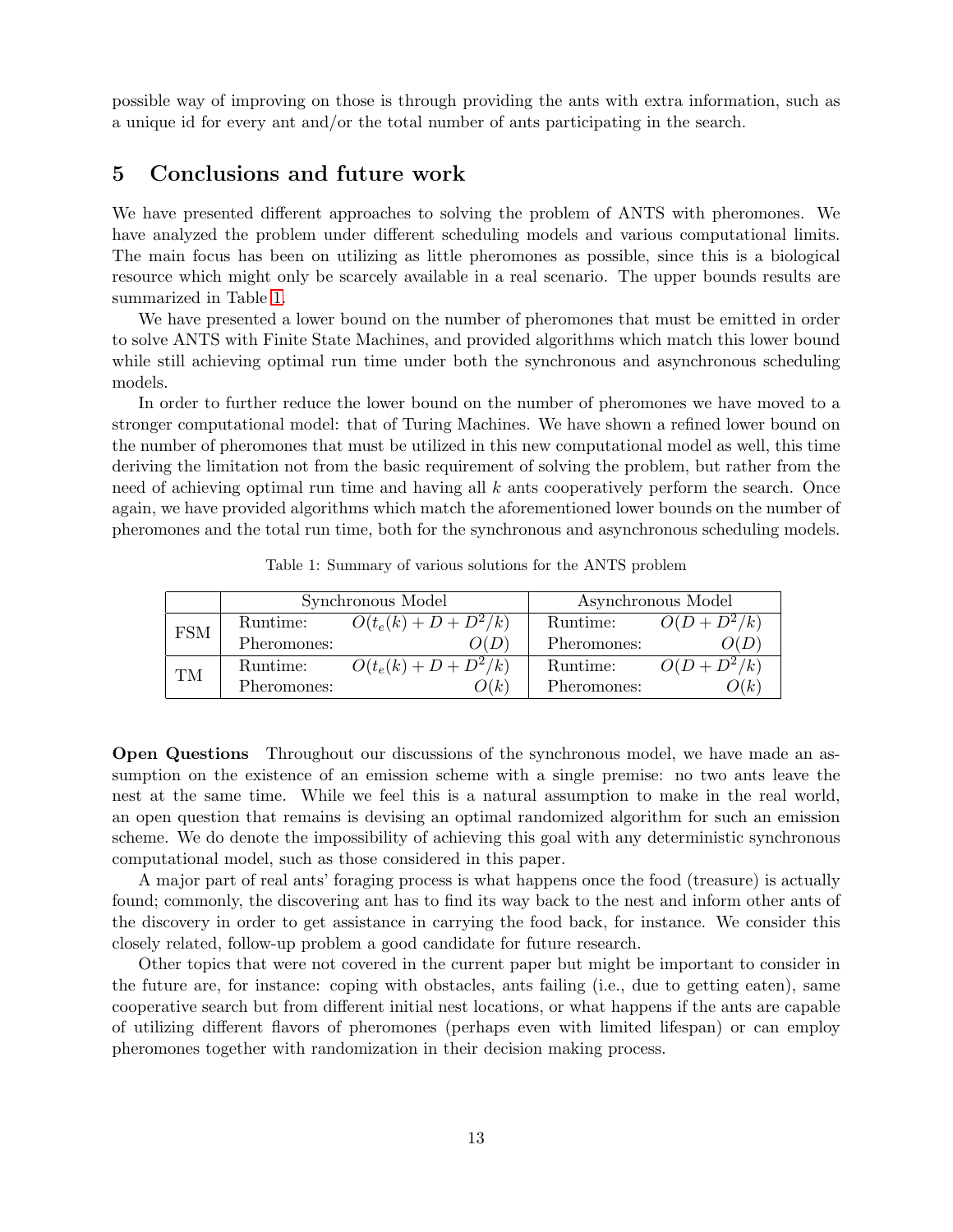possible way of improving on those is through providing the ants with extra information, such as a unique id for every ant and/or the total number of ants participating in the search.

## 5 Conclusions and future work

We have presented different approaches to solving the problem of ANTS with pheromones. We have analyzed the problem under different scheduling models and various computational limits. The main focus has been on utilizing as little pheromones as possible, since this is a biological resource which might only be scarcely available in a real scenario. The upper bounds results are summarized in Table 1.

We have presented a lower bound on the number of pheromones that must be emitted in order to solve ANTS with Finite State Machines, and provided algorithms which match this lower bound while still achieving optimal run time under both the synchronous and asynchronous scheduling models.

In order to further reduce the lower bound on the number of pheromones we have moved to a stronger computational model: that of Turing Machines. We have shown a refined lower bound on the number of pheromones that must be utilized in this new computational model as well, this time deriving the limitation not from the basic requirement of solving the problem, but rather from the need of achieving optimal run time and having all $k$ ants cooperatively perform the search. Once again, we have provided algorithms which match the aforementioned lower bounds on the number of pheromones and the total run time, both for the synchronous and asynchronous scheduling models.

Table 1: Summary of various solutions for the ANTS problem

| | Synchronous Model | | Asynchronous Model | |
|---|---|---|---|---|
| FSM | Runtime: | $O(t_e(k) + D + D^2/k)$ | Runtime: | $O(D + D^2/k)$ |
| | Pheromones: | $O(D)$ | Pheromones: | $O(D)$ |
| TM | Runtime: | $O(t_e(k) + D + D^2/k)$ | Runtime: | $O(D + D^2/k)$ |
| | Pheromones: | $O(k)$ | Pheromones: | $O(k)$ |

**Open Questions** Throughout our discussions of the synchronous model, we have made an assumption on the existence of an emission scheme with a single premise: no two ants leave the nest at the same time. While we feel this is a natural assumption to make in the real world, an open question that remains is devising an optimal randomized algorithm for such an emission scheme. We do denote the impossibility of achieving this goal with any deterministic synchronous computational model, such as those considered in this paper.

A major part of real ants' foraging process is what happens once the food (treasure) is actually found; commonly, the discovering ant has to find its way back to the nest and inform other ants of the discovery in order to get assistance in carrying the food back, for instance. We consider this closely related, follow-up problem a good candidate for future research.

Other topics that were not covered in the current paper but might be important to consider in the future are, for instance: coping with obstacles, ants failing (i.e., due to getting eaten), same cooperative search but from different initial nest locations, or what happens if the ants are capable of utilizing different flavors of pheromones (perhaps even with limited lifespan) or can employ pheromones together with randomization in their decision making process.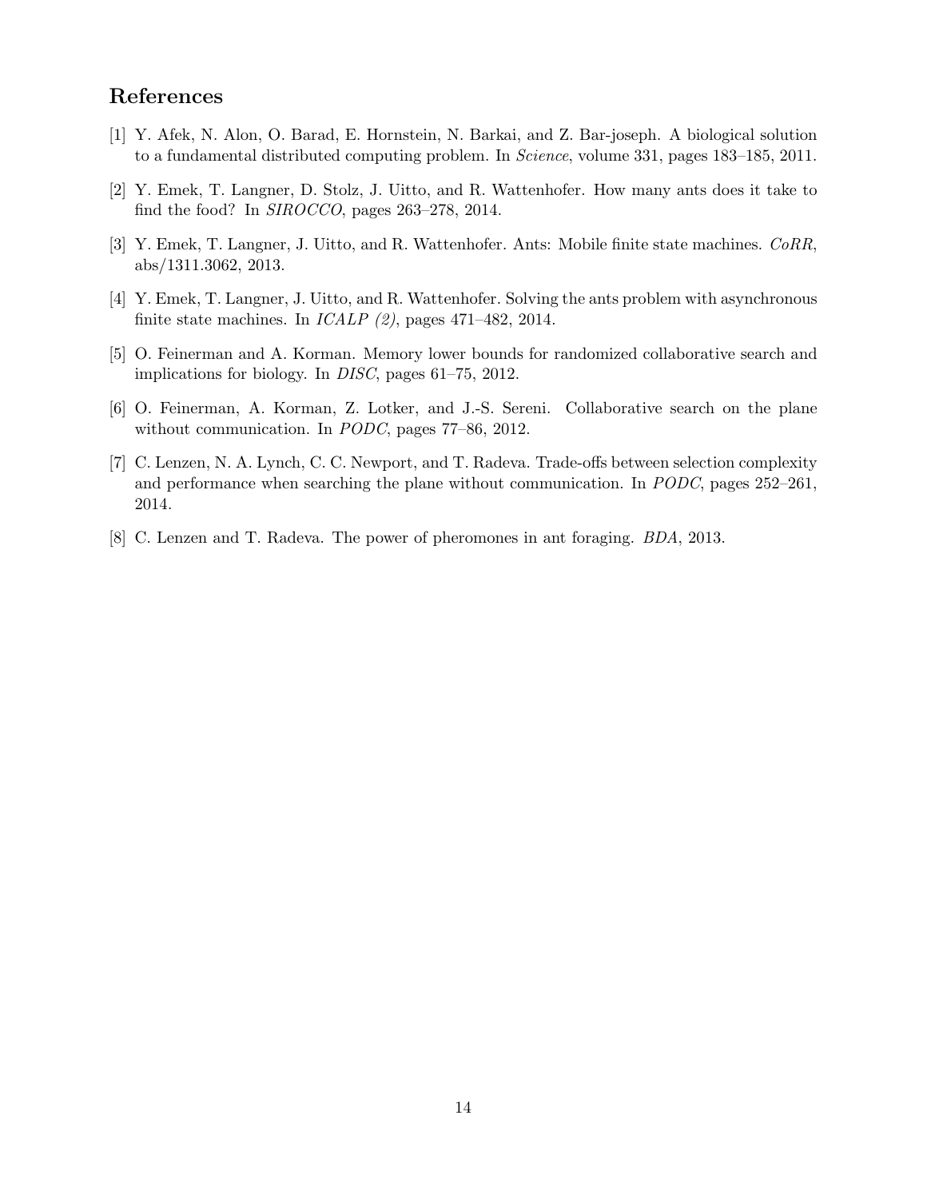## References

[1] Y. Afek, N. Alon, O. Barad, E. Hornstein, N. Barkai, and Z. Bar-joseph. A biological solution to a fundamental distributed computing problem. In *Science*, volume 331, pages 183–185, 2011.

[2] Y. Emek, T. Langner, D. Stolz, J. Uitto, and R. Wattenhofer. How many ants does it take to find the food? In *SIROCCO*, pages 263–278, 2014.

[3] Y. Emek, T. Langner, J. Uitto, and R. Wattenhofer. Ants: Mobile finite state machines. *CoRR*, abs/1311.3062, 2013.

[4] Y. Emek, T. Langner, J. Uitto, and R. Wattenhofer. Solving the ants problem with asynchronous finite state machines. In *ICALP (2)*, pages 471–482, 2014.

[5] O. Feinerman and A. Korman. Memory lower bounds for randomized collaborative search and implications for biology. In *DISC*, pages 61–75, 2012.

[6] O. Feinerman, A. Korman, Z. Lotker, and J.-S. Sereni. Collaborative search on the plane without communication. In *PODC*, pages 77–86, 2012.

[7] C. Lenzen, N. A. Lynch, C. C. Newport, and T. Radeva. Trade-offs between selection complexity and performance when searching the plane without communication. In *PODC*, pages 252–261, 2014.

[8] C. Lenzen and T. Radeva. The power of pheromones in ant foraging. *BDA*, 2013.